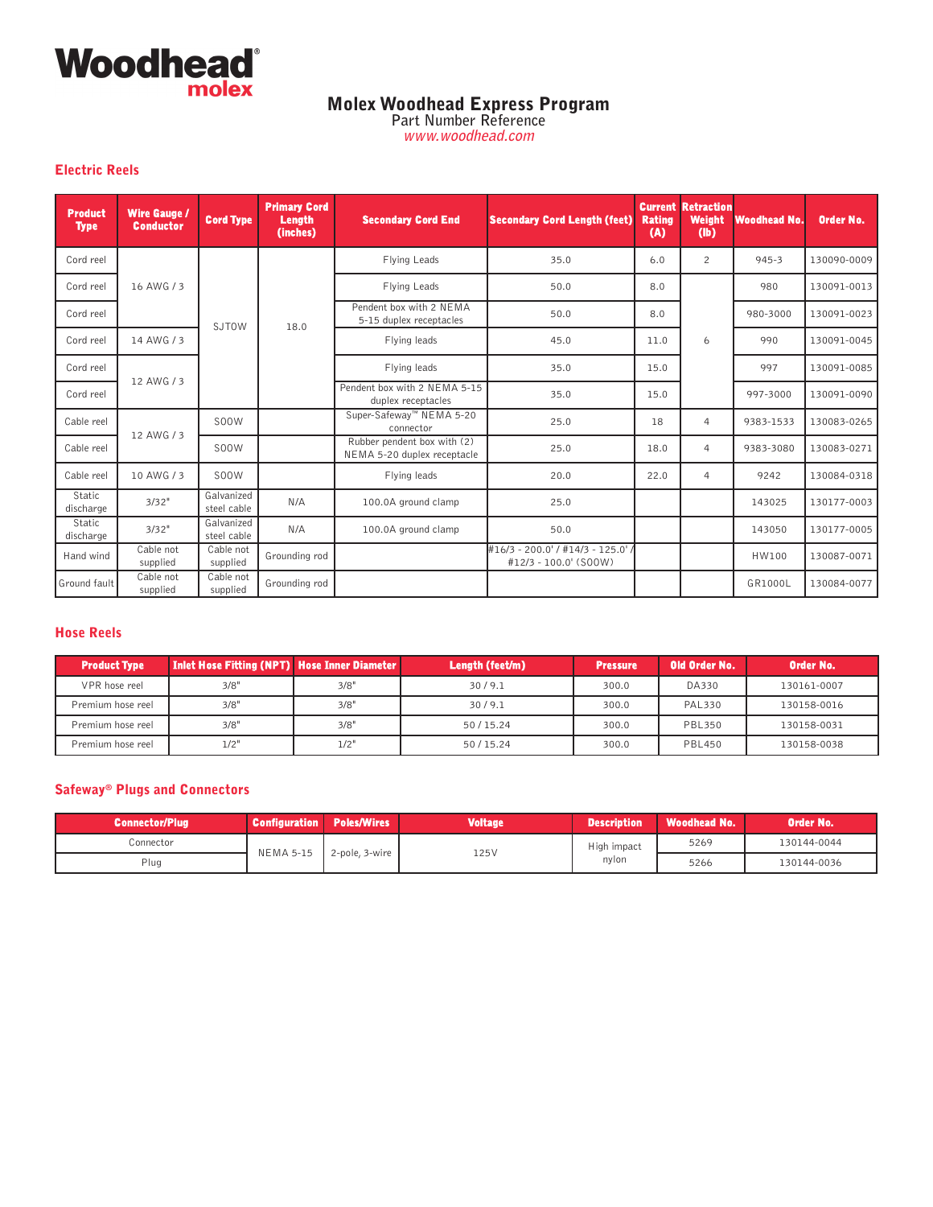# Molex Woodhead Express Program

Part Number Reference

*www.woodhead.com*

## Electric Reels

| Product Type | Wire Gauge / Conductor | Cord Type | Primary Cord Length (inches) | Secondary Cord End | Secondary Cord Length (feet) | Current Rating (A) | Retraction Weight (lb) | Woodhead No. | Order No. |
|---|---|---|---|---|---|---|---|---|---|
| Cord reel | 16 AWG / 3 | SJTOW | 18.0 | Flying Leads | 35.0 | 6.0 | 2 | 945-3 | 130090-0009 |
| Cord reel | 16 AWG / 3 | SJTOW | 18.0 | Flying Leads | 50.0 | 8.0 | 6 | 980 | 130091-0013 |
| Cord reel | 16 AWG / 3 | SJTOW | 18.0 | Pendent box with 2 NEMA 5-15 duplex receptacles | 50.0 | 8.0 | 6 | 980-3000 | 130091-0023 |
| Cord reel | 14 AWG / 3 | SJTOW | 18.0 | Flying leads | 45.0 | 11.0 | 6 | 990 | 130091-0045 |
| Cord reel | 12 AWG / 3 | SJTOW | 18.0 | Flying leads | 35.0 | 15.0 | 6 | 997 | 130091-0085 |
| Cord reel | 12 AWG / 3 | SJTOW | 18.0 | Pendent box with 2 NEMA 5-15 duplex receptacles | 35.0 | 15.0 | 6 | 997-3000 | 130091-0090 |
| Cable reel | 12 AWG / 3 | SOOW | | Super-Safeway™ NEMA 5-20 connector | 25.0 | 18 | 4 | 9383-1533 | 130083-0265 |
| Cable reel | 12 AWG / 3 | SOOW | | Rubber pendent box with (2) NEMA 5-20 duplex receptacle | 25.0 | 18.0 | 4 | 9383-3080 | 130083-0271 |
| Cable reel | 10 AWG / 3 | SOOW | | Flying leads | 20.0 | 22.0 | 4 | 9242 | 130084-0318 |
| Static discharge | 3/32" | Galvanized steel cable | N/A | 100.0A ground clamp | 25.0 | | | 143025 | 130177-0003 |
| Static discharge | 3/32" | Galvanized steel cable | N/A | 100.0A ground clamp | 50.0 | | | 143050 | 130177-0005 |
| Hand wind | Cable not supplied | Cable not supplied | Grounding rod | | #16/3 - 200.0' / #14/3 - 125.0' / #12/3 - 100.0' (SOOW) | | | HW100 | 130087-0071 |
| Ground fault | Cable not supplied | Cable not supplied | Grounding rod | | | | | GR1000L | 130084-0077 |

## Hose Reels

| Product Type | Inlet Hose Fitting (NPT) | Hose Inner Diameter | Length (feet/m) | Pressure | Old Order No. | Order No. |
|---|---|---|---|---|---|---|
| VPR hose reel | 3/8" | 3/8" | 30 / 9.1 | 300.0 | DA330 | 130161-0007 |
| Premium hose reel | 3/8" | 3/8" | 30 / 9.1 | 300.0 | PAL330 | 130158-0016 |
| Premium hose reel | 3/8" | 3/8" | 50 / 15.24 | 300.0 | PBL350 | 130158-0031 |
| Premium hose reel | 1/2" | 1/2" | 50 / 15.24 | 300.0 | PBL450 | 130158-0038 |

## Safeway® Plugs and Connectors

| Connector/Plug | Configuration | Poles/Wires | Voltage | Description | Woodhead No. | Order No. |
|---|---|---|---|---|---|---|
| Connector | NEMA 5-15 | 2-pole, 3-wire | 125V | High impact nylon | 5269 | 130144-0044 |
| Plug | NEMA 5-15 | 2-pole, 3-wire | 125V | High impact nylon | 5266 | 130144-0036 |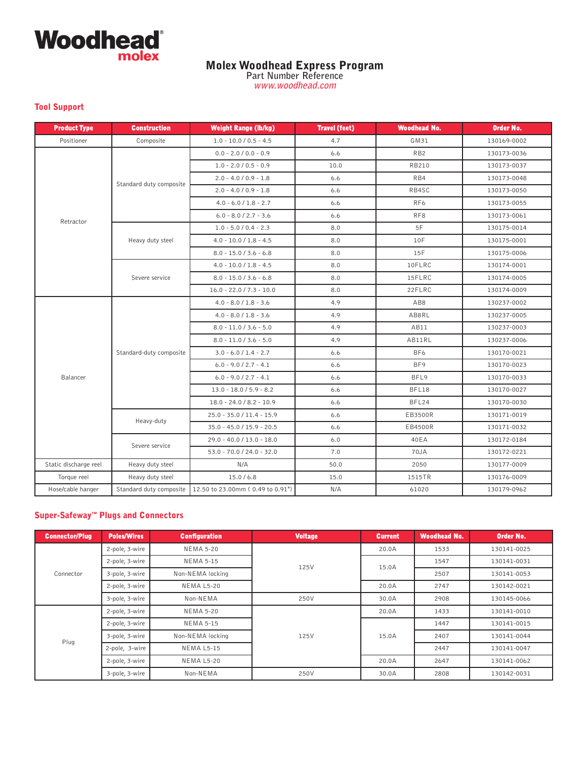# Molex Woodhead Express Program

Part Number Reference

*www.woodhead.com*

## Tool Support

| Product Type | Construction | Weight Range (lb/kg) | Travel (feet) | Woodhead No. | Order No. |
|---|---|---|---|---|---|
| Positioner | Composite | 1.0 - 10.0 / 0.5 - 4.5 | 4.7 | GM31 | 130169-0002 |
| Retractor | Standard duty composite | 0.0 - 2.0 / 0.0 - 0.9 | 6.6 | RB2 | 130173-0036 |
| | | 1.0 - 2.0 / 0.5 - 0.9 | 10.0 | RB210 | 130173-0037 |
| | | 2.0 - 4.0 / 0.9 - 1.8 | 6.6 | RB4 | 130173-0048 |
| | | 2.0 - 4.0 / 0.9 - 1.8 | 6.6 | RB4SC | 130173-0050 |
| | | 4.0 - 6.0 / 1.8 - 2.7 | 6.6 | RF6 | 130173-0055 |
| | | 6.0 - 8.0 / 2.7 - 3.6 | 6.6 | RF8 | 130173-0061 |
| | Heavy duty steel | 1.0 - 5.0 / 0.4 - 2.3 | 8.0 | 5F | 130175-0014 |
| | | 4.0 - 10.0 / 1.8 - 4.5 | 8.0 | 10F | 130175-0001 |
| | | 8.0 - 15.0 / 3.6 - 6.8 | 8.0 | 15F | 130175-0006 |
| | Severe service | 4.0 - 10.0 / 1.8 - 4.5 | 8.0 | 10FLRC | 130174-0001 |
| | | 8.0 - 15.0 / 3.6 - 6.8 | 8.0 | 15FLRC | 130174-0005 |
| | | 16.0 - 22.0 / 7.3 - 10.0 | 8.0 | 22FLRC | 130174-0009 |
| Balancer | Standard-duty composite | 4.0 - 8.0 / 1.8 - 3.6 | 4.9 | AB8 | 130237-0002 |
| | | 4.0 - 8.0 / 1.8 - 3.6 | 4.9 | AB8RL | 130237-0005 |
| | | 8.0 - 11.0 / 3.6 - 5.0 | 4.9 | AB11 | 130237-0003 |
| | | 8.0 - 11.0 / 3.6 - 5.0 | 4.9 | AB11RL | 130237-0006 |
| | | 3.0 - 6.0 / 1.4 - 2.7 | 6.6 | BF6 | 130170-0021 |
| | | 6.0 - 9.0 / 2.7 - 4.1 | 6.6 | BF9 | 130170-0023 |
| | | 6.0 - 9.0 / 2.7 - 4.1 | 6.6 | BFL9 | 130170-0033 |
| | | 13.0 - 18.0 / 5.9 - 8.2 | 6.6 | BFL18 | 130170-0027 |
| | | 18.0 - 24.0 / 8.2 - 10.9 | 6.6 | BFL24 | 130170-0030 |
| | Heavy-duty | 25.0 - 35.0 / 11.4 - 15.9 | 6.6 | EB3500R | 130171-0019 |
| | | 35.0 - 45.0 / 15.9 - 20.5 | 6.6 | EB4500R | 130171-0032 |
| | Severe service | 29.0 - 40.0 / 13.0 - 18.0 | 6.0 | 40EA | 130172-0184 |
| | | 53.0 - 70.0 / 24.0 - 32.0 | 7.0 | 70JA | 130172-0221 |
| Static discharge reel | Heavy duty steel | N/A | 50.0 | 2050 | 130177-0009 |
| Torque reel | Heavy duty steel | 15.0 / 6.8 | 15.0 | 1515TR | 130176-0009 |
| Hose/cable hanger | Standard duty composite | 12.50 to 23.00mm ( 0.49 to 0.91") | N/A | 61020 | 130179-0962 |

## Super-Safeway™ Plugs and Connectors

| Connector/Plug | Poles/Wires | Configuration | Voltage | Current | Woodhead No. | Order No. |
|---|---|---|---|---|---|---|
| Connector | 2-pole, 3-wire | NEMA 5-20 | 125V | 20.0A | 1533 | 130141-0025 |
| | 2-pole, 3-wire | NEMA 5-15 | | 15.0A | 1547 | 130141-0031 |
| | 3-pole, 3-wire | Non-NEMA locking | | | 2507 | 130141-0053 |
| | 2-pole, 3-wire | NEMA L5-20 | | 20.0A | 2747 | 130142-0021 |
| | 3-pole, 3-wire | Non-NEMA | 250V | 30.0A | 2908 | 130145-0066 |
| Plug | 2-pole, 3-wire | NEMA 5-20 | 125V | 20.0A | 1433 | 130141-0010 |
| | 2-pole, 3-wire | NEMA 5-15 | | 15.0A | 1447 | 130141-0015 |
| | 3-pole, 3-wire | Non-NEMA locking | | | 2407 | 130141-0044 |
| | 2-pole, 3-wire | NEMA L5-15 | | | 2447 | 130141-0047 |
| | 2-pole, 3-wire | NEMA L5-20 | | 20.0A | 2647 | 130141-0062 |
| | 3-pole, 3-wire | Non-NEMA | 250V | 30.0A | 2808 | 130142-0031 |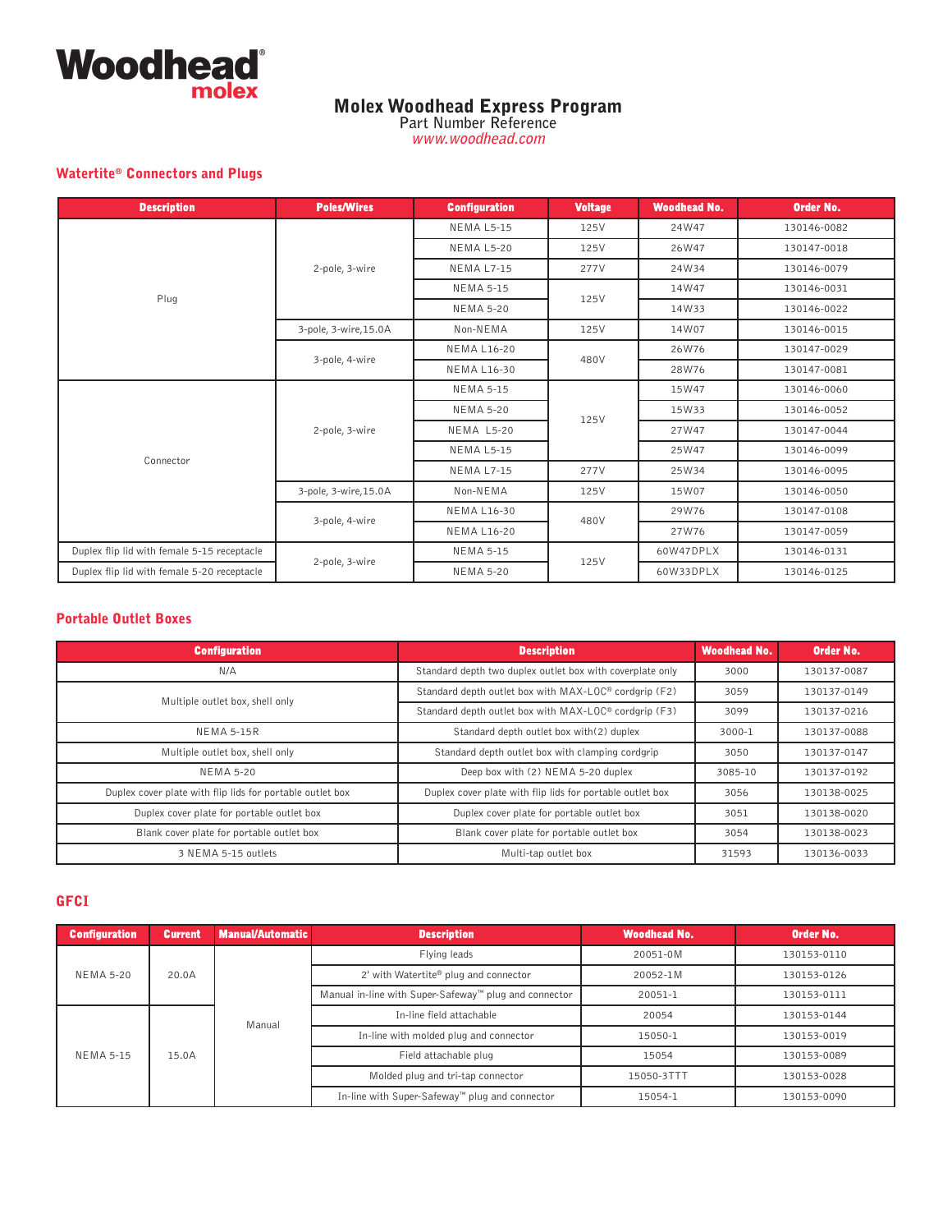Woodhead molex

# Molex Woodhead Express Program

Part Number Reference

*www.woodhead.com*

## Watertite® Connectors and Plugs

| Description | Poles/Wires | Configuration | Voltage | Woodhead No. | Order No. |
|---|---|---|---|---|---|
| Plug | 2-pole, 3-wire | NEMA L5-15 | 125V | 24W47 | 130146-0082 |
| | | NEMA L5-20 | 125V | 26W47 | 130147-0018 |
| | | NEMA L7-15 | 277V | 24W34 | 130146-0079 |
| | | NEMA 5-15 | 125V | 14W47 | 130146-0031 |
| | | NEMA 5-20 | | 14W33 | 130146-0022 |
| | 3-pole, 3-wire,15.0A | Non-NEMA | 125V | 14W07 | 130146-0015 |
| | 3-pole, 4-wire | NEMA L16-20 | 480V | 26W76 | 130147-0029 |
| | | NEMA L16-30 | | 28W76 | 130147-0081 |
| Connector | 2-pole, 3-wire | NEMA 5-15 | 125V | 15W47 | 130146-0060 |
| | | NEMA 5-20 | | 15W33 | 130146-0052 |
| | | NEMA L5-20 | | 27W47 | 130147-0044 |
| | | NEMA L5-15 | | 25W47 | 130146-0099 |
| | | NEMA L7-15 | 277V | 25W34 | 130146-0095 |
| | 3-pole, 3-wire,15.0A | Non-NEMA | 125V | 15W07 | 130146-0050 |
| | 3-pole, 4-wire | NEMA L16-30 | 480V | 29W76 | 130147-0108 |
| | | NEMA L16-20 | | 27W76 | 130147-0059 |
| Duplex flip lid with female 5-15 receptacle | 2-pole, 3-wire | NEMA 5-15 | 125V | 60W47DPLX | 130146-0131 |
| Duplex flip lid with female 5-20 receptacle | | NEMA 5-20 | | 60W33DPLX | 130146-0125 |

## Portable Outlet Boxes

| Configuration | Description | Woodhead No. | Order No. |
|---|---|---|---|
| N/A | Standard depth two duplex outlet box with coverplate only | 3000 | 130137-0087 |
| Multiple outlet box, shell only | Standard depth outlet box with MAX-LOC® cordgrip (F2) | 3059 | 130137-0149 |
| | Standard depth outlet box with MAX-LOC® cordgrip (F3) | 3099 | 130137-0216 |
| NEMA 5-15R | Standard depth outlet box with(2) duplex | 3000-1 | 130137-0088 |
| Multiple outlet box, shell only | Standard depth outlet box with clamping cordgrip | 3050 | 130137-0147 |
| NEMA 5-20 | Deep box with (2) NEMA 5-20 duplex | 3085-10 | 130137-0192 |
| Duplex cover plate with flip lids for portable outlet box | Duplex cover plate with flip lids for portable outlet box | 3056 | 130138-0025 |
| Duplex cover plate for portable outlet box | Duplex cover plate for portable outlet box | 3051 | 130138-0020 |
| Blank cover plate for portable outlet box | Blank cover plate for portable outlet box | 3054 | 130138-0023 |
| 3 NEMA 5-15 outlets | Multi-tap outlet box | 31593 | 130136-0033 |

## GFCI

| Configuration | Current | Manual/Automatic | Description | Woodhead No. | Order No. |
|---|---|---|---|---|---|
| NEMA 5-20 | 20.0A | Manual | Flying leads | 20051-0M | 130153-0110 |
| | | | 2' with Watertite® plug and connector | 20052-1M | 130153-0126 |
| | | | Manual in-line with Super-Safeway™ plug and connector | 20051-1 | 130153-0111 |
| NEMA 5-15 | 15.0A | | In-line field attachable | 20054 | 130153-0144 |
| | | | In-line with molded plug and connector | 15050-1 | 130153-0019 |
| | | | Field attachable plug | 15054 | 130153-0089 |
| | | | Molded plug and tri-tap connector | 15050-3TTT | 130153-0028 |
| | | | In-line with Super-Safeway™ plug and connector | 15054-1 | 130153-0090 |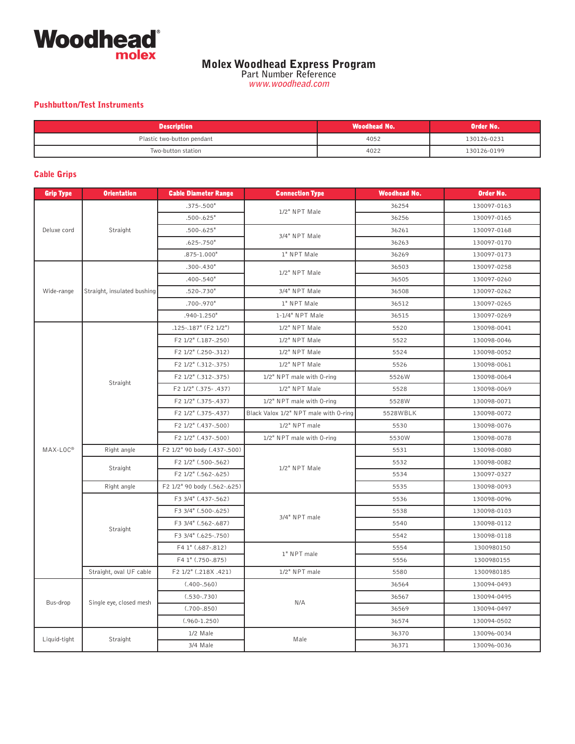Woodhead molex

# Molex Woodhead Express Program

Part Number Reference

*www.woodhead.com*

## Pushbutton/Test Instruments

| Description | Woodhead No. | Order No. |
|---|---|---|
| Plastic two-button pendant | 4052 | 130126-0231 |
| Two-button station | 4022 | 130126-0199 |

## Cable Grips

| Grip Type | Orientation | Cable Diameter Range | Connection Type | Woodhead No. | Order No. |
|---|---|---|---|---|---|
| Deluxe cord | Straight | .375-.500" | 1/2" NPT Male | 36254 | 130097-0163 |
| | | .500-.625" | | 36256 | 130097-0165 |
| | | .500-.625" | 3/4" NPT Male | 36261 | 130097-0168 |
| | | .625-.750" | | 36263 | 130097-0170 |
| | | .875-1.000" | 1" NPT Male | 36269 | 130097-0173 |
| Wide-range | Straight, insulated bushing | .300-.430" | 1/2" NPT Male | 36503 | 130097-0258 |
| | | .400-.540" | | 36505 | 130097-0260 |
| | | .520-.730" | 3/4" NPT Male | 36508 | 130097-0262 |
| | | .700-.970" | 1" NPT Male | 36512 | 130097-0265 |
| | | .940-1.250" | 1-1/4" NPT Male | 36515 | 130097-0269 |
| MAX-LOC® | Straight | .125-.187" (F2 1/2") | 1/2" NPT Male | 5520 | 130098-0041 |
| | | F2 1/2" (.187-.250) | 1/2" NPT Male | 5522 | 130098-0046 |
| | | F2 1/2" (.250-.312) | 1/2" NPT Male | 5524 | 130098-0052 |
| | | F2 1/2" (.312-.375) | 1/2" NPT Male | 5526 | 130098-0061 |
| | | F2 1/2" (.312-.375) | 1/2" NPT male with O-ring | 5526W | 130098-0064 |
| | | F2 1/2" (.375- .437) | 1/2" NPT Male | 5528 | 130098-0069 |
| | | F2 1/2" (.375-.437) | 1/2" NPT male with O-ring | 5528W | 130098-0071 |
| | | F2 1/2" (.375-.437) | Black Valox 1/2" NPT male with O-ring | 5528WBLK | 130098-0072 |
| | | F2 1/2" (.437-.500) | 1/2" NPT male | 5530 | 130098-0076 |
| | | F2 1/2" (.437-.500) | 1/2" NPT male with O-ring | 5530W | 130098-0078 |
| | Right angle | F2 1/2" 90 body (.437-.500) | 1/2" NPT Male | 5531 | 130098-0080 |
| | Straight | F2 1/2" (.500-.562) | | 5532 | 130098-0082 |
| | | F2 1/2" (.562-.625) | | 5534 | 130097-0327 |
| | Right angle | F2 1/2" 90 body (.562-.625) | | 5535 | 130098-0093 |
| | Straight | F3 3/4" (.437-.562) | 3/4" NPT male | 5536 | 130098-0096 |
| | | F3 3/4" (.500-.625) | | 5538 | 130098-0103 |
| | | F3 3/4" (.562-.687) | | 5540 | 130098-0112 |
| | | F3 3/4" (.625-.750) | | 5542 | 130098-0118 |
| | | F4 1" (.687-.812) | 1" NPT male | 5554 | 1300980150 |
| | | F4 1" (.750-.875) | | 5556 | 1300980155 |
| | Straight, oval UF cable | F2 1/2" (.218X .421) | 1/2" NPT male | 5580 | 1300980185 |
| Bus-drop | Single eye, closed mesh | (.400-.560) | N/A | 36564 | 130094-0493 |
| | | (.530-.730) | | 36567 | 130094-0495 |
| | | (.700-.850) | | 36569 | 130094-0497 |
| | | (.960-1.250) | | 36574 | 130094-0502 |
| Liquid-tight | Straight | 1/2 Male | Male | 36370 | 130096-0034 |
| | | 3/4 Male | | 36371 | 130096-0036 |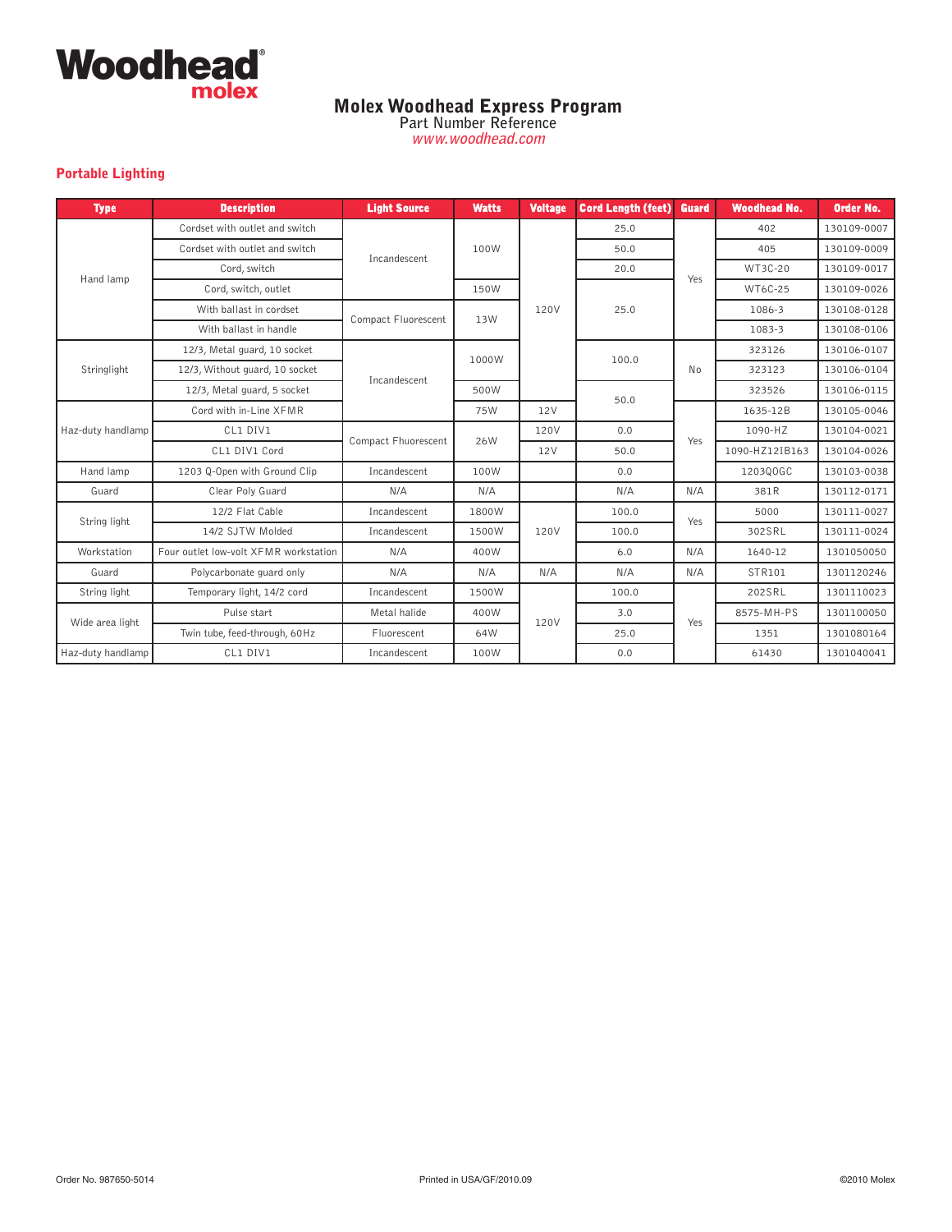# Molex Woodhead Express Program

Part Number Reference

*www.woodhead.com*

## Portable Lighting

| Type | Description | Light Source | Watts | Voltage | Cord Length (feet) | Guard | Woodhead No. | Order No. |
|---|---|---|---|---|---|---|---|---|
| Hand lamp | Cordset with outlet and switch | Incandescent | 100W | 120V | 25.0 | Yes | 402 | 130109-0007 |
| Hand lamp | Cordset with outlet and switch | Incandescent | 100W | 120V | 50.0 | Yes | 405 | 130109-0009 |
| Hand lamp | Cord, switch | Incandescent | 100W | 120V | 20.0 | Yes | WT3C-20 | 130109-0017 |
| Hand lamp | Cord, switch, outlet | Incandescent | 150W | 120V | 25.0 | Yes | WT6C-25 | 130109-0026 |
| Hand lamp | With ballast in cordset | Compact Fluorescent | 13W | 120V | 25.0 | Yes | 1086-3 | 130108-0128 |
| Hand lamp | With ballast in handle | Compact Fluorescent | 13W | 120V | 25.0 | Yes | 1083-3 | 130108-0106 |
| Stringlight | 12/3, Metal guard, 10 socket | Incandescent | 1000W | 120V | 100.0 | No | 323126 | 130106-0107 |
| Stringlight | 12/3, Without guard, 10 socket | Incandescent | 1000W | 120V | 100.0 | No | 323123 | 130106-0104 |
| Stringlight | 12/3, Metal guard, 5 socket | Incandescent | 500W | 120V | 50.0 | No | 323526 | 130106-0115 |
| Haz-duty handlamp | Cord with in-Line XFMR | Incandescent | 75W | 12V | 50.0 | Yes | 1635-12B | 130105-0046 |
| Haz-duty handlamp | CL1 DIV1 | Compact Fhuorescent | 26W | 120V | 0.0 | Yes | 1090-HZ | 130104-0021 |
| Haz-duty handlamp | CL1 DIV1 Cord | Compact Fhuorescent | 26W | 12V | 50.0 | Yes | 1090-HZ12IB163 | 130104-0026 |
| Hand lamp | 1203 Q-Open with Ground Clip | Incandescent | 100W | | 0.0 | Yes | 1203Q0GC | 130103-0038 |
| Guard | Clear Poly Guard | N/A | N/A | | N/A | N/A | 381R | 130112-0171 |
| String light | 12/2 Flat Cable | Incandescent | 1800W | 120V | 100.0 | Yes | 5000 | 130111-0027 |
| String light | 14/2 SJTW Molded | Incandescent | 1500W | 120V | 100.0 | Yes | 302SRL | 130111-0024 |
| Workstation | Four outlet low-volt XFMR workstation | N/A | 400W | 120V | 6.0 | N/A | 1640-12 | 1301050050 |
| Guard | Polycarbonate guard only | N/A | N/A | N/A | N/A | N/A | STR101 | 1301120246 |
| String light | Temporary light, 14/2 cord | Incandescent | 1500W | 120V | 100.0 | Yes | 202SRL | 1301110023 |
| Wide area light | Pulse start | Metal halide | 400W | 120V | 3.0 | Yes | 8575-MH-PS | 1301100050 |
| Wide area light | Twin tube, feed-through, 60Hz | Fluorescent | 64W | 120V | 25.0 | Yes | 1351 | 1301080164 |
| Haz-duty handlamp | CL1 DIV1 | Incandescent | 100W | 120V | 0.0 | Yes | 61430 | 1301040041 |

Order No. 987650-5014 Printed in USA/GF/2010.09 ©2010 Molex